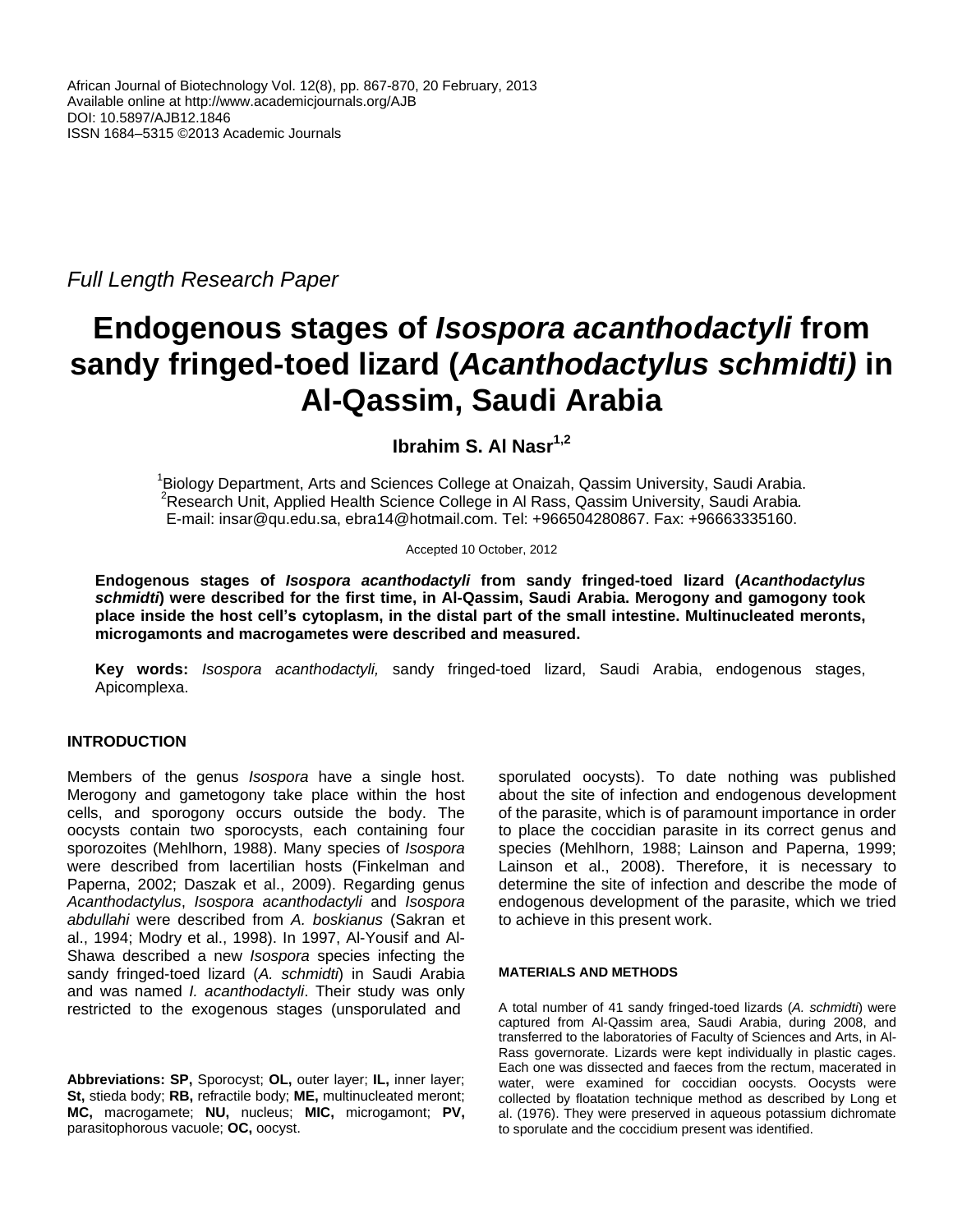Full Length Research Paper

# Endogenous stages of *Isospora acanthodactyli* from sandy fringed-toed lizard (*Acanthodactylus schmidti)* in Al-Qassim, Saudi Arabia

**Ibrahim S. Al Nasr[1,2]**

[1]Biology Department, Arts and Sciences College at Onaizah, Qassim University, Saudi Arabia.
[2]Research Unit, Applied Health Science College in Al Rass, Qassim University, Saudi Arabia.
E-mail: insar@qu.edu.sa, ebra14@hotmail.com. Tel: +966504280867. Fax: +96663335160.

Accepted 10 October, 2012

**Endogenous stages of *Isospora acanthodactyli* from sandy fringed-toed lizard (*Acanthodactylus schmidti*) were described for the first time, in Al-Qassim, Saudi Arabia. Merogony and gamogony took place inside the host cell's cytoplasm, in the distal part of the small intestine. Multinucleated meronts, microgamonts and macrogametes were described and measured.**

**Key words:** *Isospora acanthodactyli,* sandy fringed-toed lizard, Saudi Arabia, endogenous stages, Apicomplexa.

## INTRODUCTION

Members of the genus *Isospora* have a single host. Merogony and gametogony take place within the host cells, and sporogony occurs outside the body. The oocysts contain two sporocysts, each containing four sporozoites (Mehlhorn, 1988). Many species of *Isospora* were described from lacertilian hosts (Finkelman and Paperna, 2002; Daszak et al., 2009). Regarding genus *Acanthodactylus*, *Isospora acanthodactyli* and *Isospora abdullahi* were described from *A. boskianus* (Sakran et al., 1994; Modry et al., 1998). In 1997, Al-Yousif and Al-Shawa described a new *Isospora* species infecting the sandy fringed-toed lizard (*A. schmidti*) in Saudi Arabia and was named *I. acanthodactyli*. Their study was only restricted to the exogenous stages (unsporulated and sporulated oocysts). To date nothing was published about the site of infection and endogenous development of the parasite, which is of paramount importance in order to place the coccidian parasite in its correct genus and species (Mehlhorn, 1988; Lainson and Paperna, 1999; Lainson et al., 2008). Therefore, it is necessary to determine the site of infection and describe the mode of endogenous development of the parasite, which we tried to achieve in this present work.

**Abbreviations: SP,** Sporocyst; **OL,** outer layer; **IL,** inner layer; **St,** stieda body; **RB,** refractile body; **ME,** multinucleated meront; **MC,** macrogamete; **NU,** nucleus; **MIC,** microgamont; **PV,** parasitophorous vacuole; **OC,** oocyst.

### MATERIALS AND METHODS

A total number of 41 sandy fringed-toed lizards (*A. schmidti*) were captured from Al-Qassim area, Saudi Arabia, during 2008, and transferred to the laboratories of Faculty of Sciences and Arts, in Al-Rass governorate. Lizards were kept individually in plastic cages. Each one was dissected and faeces from the rectum, macerated in water, were examined for coccidian oocysts. Oocysts were collected by floatation technique method as described by Long et al. (1976). They were preserved in aqueous potassium dichromate to sporulate and the coccidium present was identified.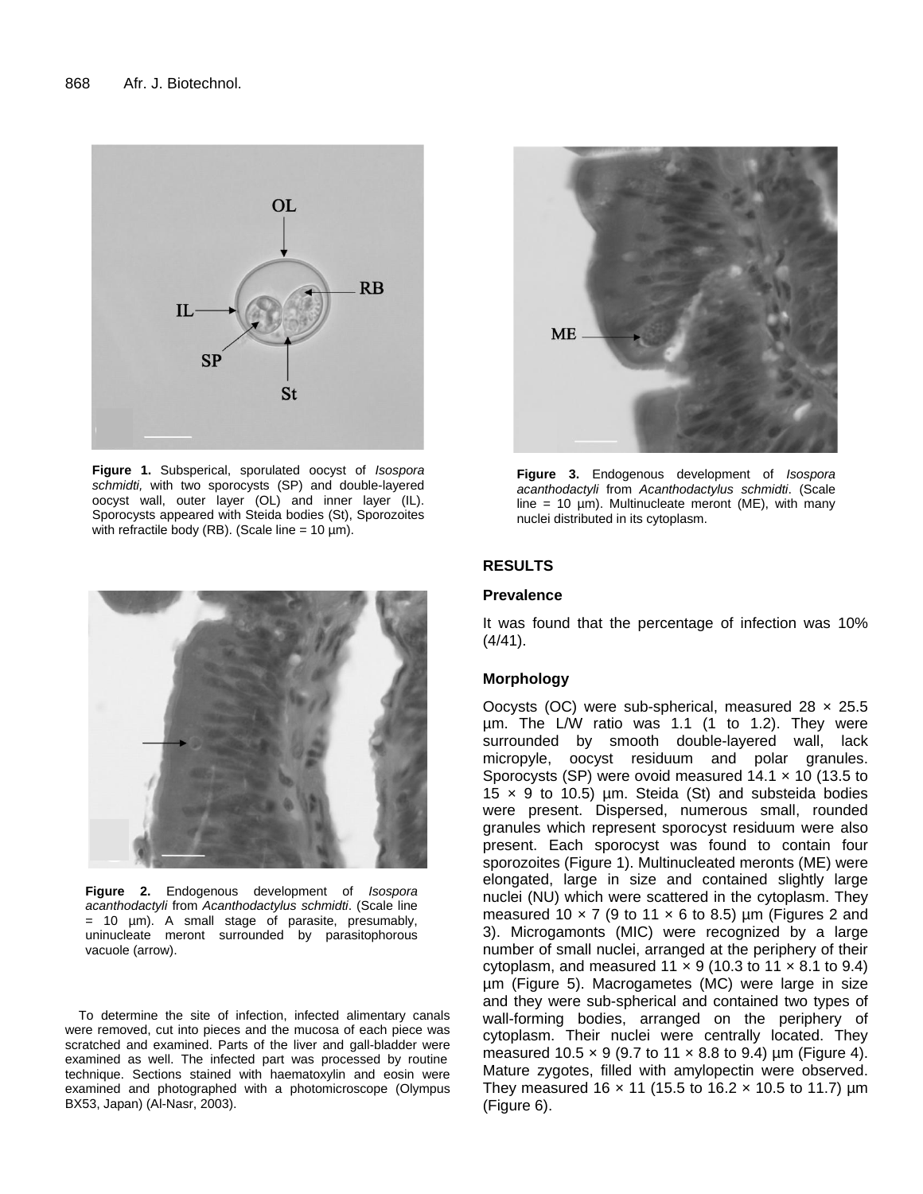**Figure 1.** Subsperical, sporulated oocyst of *Isospora schmidti,* with two sporocysts (SP) and double-layered oocyst wall, outer layer (OL) and inner layer (IL). Sporocysts appeared with Steida bodies (St), Sporozoites with refractile body (RB). (Scale line = 10 µm).

**Figure 2.** Endogenous development of *Isospora acanthodactyli* from *Acanthodactylus schmidti*. (Scale line = 10 µm). A small stage of parasite, presumably, uninucleate meront surrounded by parasitophorous vacuole (arrow).

To determine the site of infection, infected alimentary canals were removed, cut into pieces and the mucosa of each piece was scratched and examined. Parts of the liver and gall-bladder were examined as well. The infected part was processed by routine technique. Sections stained with haematoxylin and eosin were examined and photographed with a photomicroscope (Olympus BX53, Japan) (Al-Nasr, 2003).

**Figure 3.** Endogenous development of *Isospora acanthodactyli* from *Acanthodactylus schmidti*. (Scale line = 10 µm). Multinucleate meront (ME), with many nuclei distributed in its cytoplasm.

## RESULTS

### Prevalence

It was found that the percentage of infection was 10% (4/41).

### Morphology

Oocysts (OC) were sub-spherical, measured 28 × 25.5 µm. The L/W ratio was 1.1 (1 to 1.2). They were surrounded by smooth double-layered wall, lack micropyle, oocyst residuum and polar granules. Sporocysts (SP) were ovoid measured 14.1 × 10 (13.5 to 15 × 9 to 10.5) µm. Steida (St) and substeida bodies were present. Dispersed, numerous small, rounded granules which represent sporocyst residuum were also present. Each sporocyst was found to contain four sporozoites (Figure 1). Multinucleated meronts (ME) were elongated, large in size and contained slightly large nuclei (NU) which were scattered in the cytoplasm. They measured 10 × 7 (9 to 11 × 6 to 8.5) µm (Figures 2 and 3). Microgamonts (MIC) were recognized by a large number of small nuclei, arranged at the periphery of their cytoplasm, and measured 11 × 9 (10.3 to 11 × 8.1 to 9.4) µm (Figure 5). Macrogametes (MC) were large in size and they were sub-spherical and contained two types of wall-forming bodies, arranged on the periphery of cytoplasm. Their nuclei were centrally located. They measured 10.5 × 9 (9.7 to 11 × 8.8 to 9.4) µm (Figure 4). Mature zygotes, filled with amylopectin were observed. They measured 16 × 11 (15.5 to 16.2 × 10.5 to 11.7) µm (Figure 6).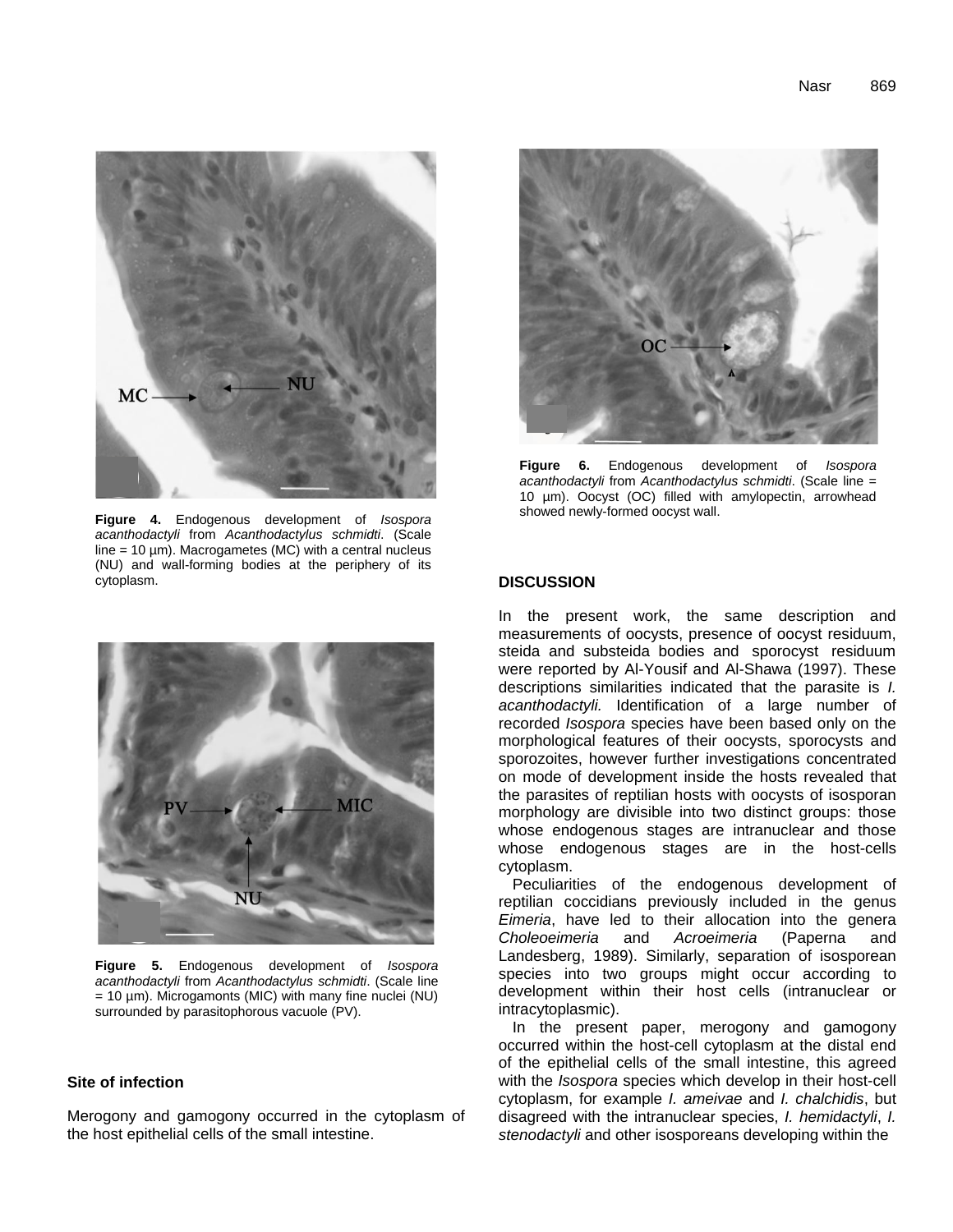Figure 4. Endogenous development of *Isospora acanthodactyli* from *Acanthodactylus schmidti*. (Scale line = 10 µm). Macrogametes (MC) with a central nucleus (NU) and wall-forming bodies at the periphery of its cytoplasm.

Figure 5. Endogenous development of *Isospora acanthodactyli* from *Acanthodactylus schmidti*. (Scale line = 10 µm). Microgamonts (MIC) with many fine nuclei (NU) surrounded by parasitophorous vacuole (PV).

### Site of infection

Merogony and gamogony occurred in the cytoplasm of the host epithelial cells of the small intestine.

Figure 6. Endogenous development of *Isospora acanthodactyli* from *Acanthodactylus schmidti*. (Scale line = 10 µm). Oocyst (OC) filled with amylopectin, arrowhead showed newly-formed oocyst wall.

## DISCUSSION

In the present work, the same description and measurements of oocysts, presence of oocyst residuum, steida and substeida bodies and sporocyst residuum were reported by Al-Yousif and Al-Shawa (1997). These descriptions similarities indicated that the parasite is *I. acanthodactyli.* Identification of a large number of recorded *Isospora* species have been based only on the morphological features of their oocysts, sporocysts and sporozoites, however further investigations concentrated on mode of development inside the hosts revealed that the parasites of reptilian hosts with oocysts of isosporan morphology are divisible into two distinct groups: those whose endogenous stages are intranuclear and those whose endogenous stages are in the host-cells cytoplasm.

Peculiarities of the endogenous development of reptilian coccidians previously included in the genus *Eimeria*, have led to their allocation into the genera *Choleoeimeria* and *Acroeimeria* (Paperna and Landesberg, 1989). Similarly, separation of isosporean species into two groups might occur according to development within their host cells (intranuclear or intracytoplasmic).

In the present paper, merogony and gamogony occurred within the host-cell cytoplasm at the distal end of the epithelial cells of the small intestine, this agreed with the *Isospora* species which develop in their host-cell cytoplasm, for example *I. ameivae* and *I. chalchidis*, but disagreed with the intranuclear species, *I. hemidactyli*, *I. stenodactyli* and other isosporeans developing within the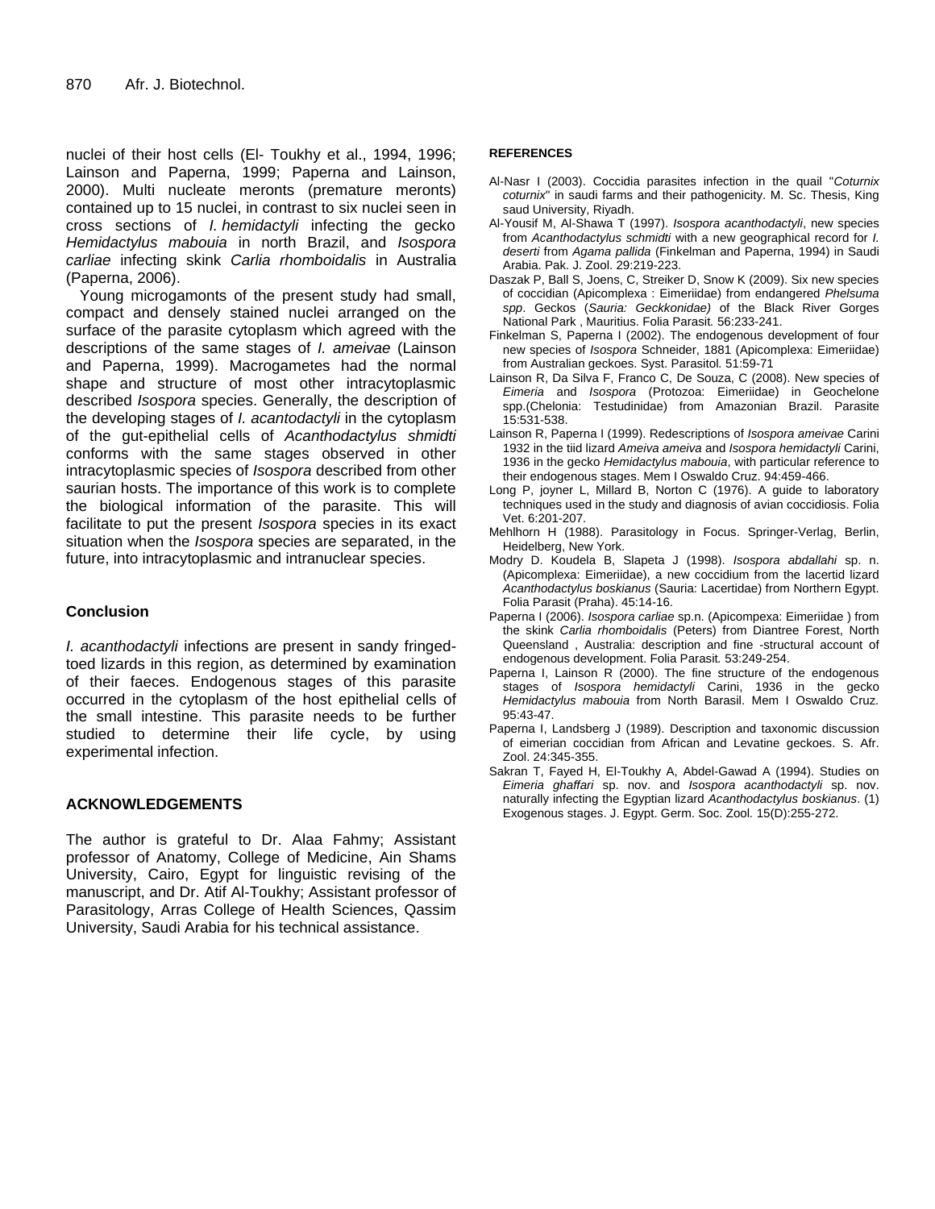nuclei of their host cells (El- Toukhy et al., 1994, 1996; Lainson and Paperna, 1999; Paperna and Lainson, 2000). Multi nucleate meronts (premature meronts) contained up to 15 nuclei, in contrast to six nuclei seen in cross sections of *I. hemidactyli* infecting the gecko *Hemidactylus mabouia* in north Brazil, and *Isospora carliae* infecting skink *Carlia rhomboidalis* in Australia (Paperna, 2006).

Young microgamonts of the present study had small, compact and densely stained nuclei arranged on the surface of the parasite cytoplasm which agreed with the descriptions of the same stages of *I. ameivae* (Lainson and Paperna, 1999). Macrogametes had the normal shape and structure of most other intracytoplasmic described *Isospora* species. Generally, the description of the developing stages of *I. acantodactyli* in the cytoplasm of the gut-epithelial cells of *Acanthodactylus shmidti* conforms with the same stages observed in other intracytoplasmic species of *Isospora* described from other saurian hosts. The importance of this work is to complete the biological information of the parasite. This will facilitate to put the present *Isospora* species in its exact situation when the *Isospora* species are separated, in the future, into intracytoplasmic and intranuclear species.

## Conclusion

*I. acanthodactyli* infections are present in sandy fringed-toed lizards in this region, as determined by examination of their faeces. Endogenous stages of this parasite occurred in the cytoplasm of the host epithelial cells of the small intestine. This parasite needs to be further studied to determine their life cycle, by using experimental infection.

## ACKNOWLEDGEMENTS

The author is grateful to Dr. Alaa Fahmy; Assistant professor of Anatomy, College of Medicine, Ain Shams University, Cairo, Egypt for linguistic revising of the manuscript, and Dr. Atif Al-Toukhy; Assistant professor of Parasitology, Arras College of Health Sciences, Qassim University, Saudi Arabia for his technical assistance.

## REFERENCES

Al-Nasr I (2003). Coccidia parasites infection in the quail "*Coturnix coturnix*" in saudi farms and their pathogenicity. M. Sc. Thesis, King saud University, Riyadh.

Al-Yousif M, Al-Shawa T (1997). *Isospora acanthodactyli*, new species from *Acanthodactylus schmidti* with a new geographical record for *I. deserti* from *Agama pallida* (Finkelman and Paperna, 1994) in Saudi Arabia. Pak. J. Zool. 29:219-223.

Daszak P, Ball S, Joens, C, Streiker D, Snow K (2009). Six new species of coccidian (Apicomplexa : Eimeriidae) from endangered *Phelsuma spp*. Geckos (*Sauria: Geckkonidae)* of the Black River Gorges National Park , Mauritius. Folia Parasit. 56:233-241.

Finkelman S, Paperna I (2002). The endogenous development of four new species of *Isospora* Schneider, 1881 (Apicomplexa: Eimeriidae) from Australian geckoes. Syst. Parasitol. 51:59-71

Lainson R, Da Silva F, Franco C, De Souza, C (2008). New species of *Eimeria* and *Isospora* (Protozoa: Eimeriidae) in Geochelone spp.(Chelonia: Testudinidae) from Amazonian Brazil. Parasite 15:531-538.

Lainson R, Paperna I (1999). Redescriptions of *Isospora ameivae* Carini 1932 in the tiid lizard *Ameiva ameiva* and *Isospora hemidactyli* Carini, 1936 in the gecko *Hemidactylus mabouia*, with particular reference to their endogenous stages. Mem I Oswaldo Cruz. 94:459-466.

Long P, joyner L, Millard B, Norton C (1976). A guide to laboratory techniques used in the study and diagnosis of avian coccidiosis. Folia Vet. 6:201-207.

Mehlhorn H (1988). Parasitology in Focus. Springer-Verlag, Berlin, Heidelberg, New York.

Modry D. Koudela B, Slapeta J (1998). *Isospora abdallahi* sp. n. (Apicomplexa: Eimeriidae), a new coccidium from the lacertid lizard *Acanthodactylus boskianus* (Sauria: Lacertidae) from Northern Egypt. Folia Parasit (Praha). 45:14-16.

Paperna I (2006). *Isospora carliae* sp.n. (Apicompexa: Eimeriidae ) from the skink *Carlia rhomboidalis* (Peters) from Diantree Forest, North Queensland , Australia: description and fine -structural account of endogenous development. Folia Parasit. 53:249-254.

Paperna I, Lainson R (2000). The fine structure of the endogenous stages of *Isospora hemidactyli* Carini, 1936 in the gecko *Hemidactylus mabouia* from North Barasil. Mem I Oswaldo Cruz. 95:43-47.

Paperna I, Landsberg J (1989). Description and taxonomic discussion of eimerian coccidian from African and Levatine geckoes. S. Afr. Zool. 24:345-355.

Sakran T, Fayed H, El-Toukhy A, Abdel-Gawad A (1994). Studies on *Eimeria ghaffari* sp. nov. and *Isospora acanthodactyli* sp. nov. naturally infecting the Egyptian lizard *Acanthodactylus boskianus*. (1) Exogenous stages. J. Egypt. Germ. Soc. Zool. 15(D):255-272.